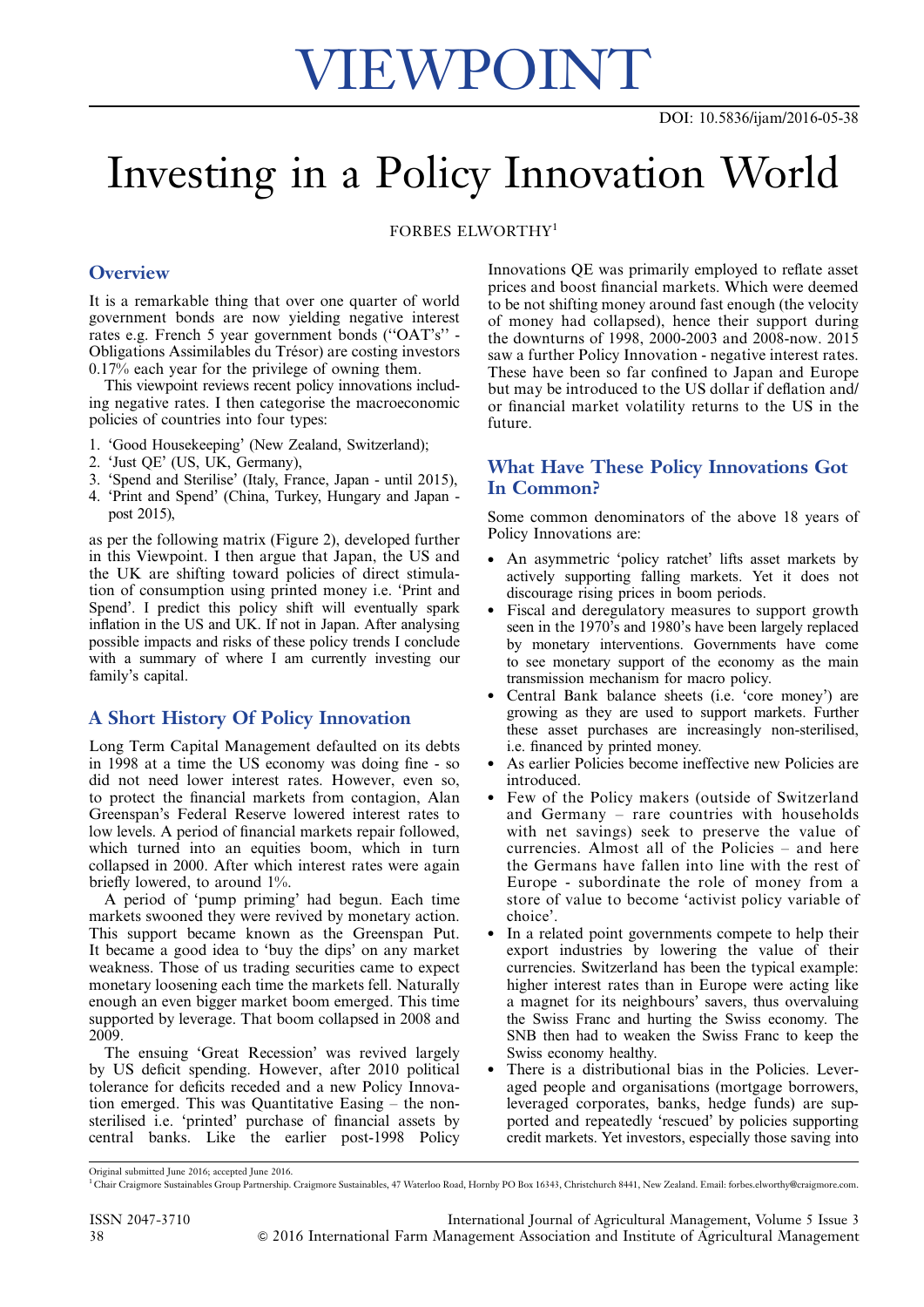# VIEWPOINT

DOI: 10.5836/ijam/2016-05-38

# Investing in a Policy Innovation World

FORBES ELWORTHY[1]

## Overview

It is a remarkable thing that over one quarter of world government bonds are now yielding negative interest rates e.g. French 5 year government bonds (''OAT's'' - Obligations Assimilables du Trésor) are costing investors 0.17% each year for the privilege of owning them.

This viewpoint reviews recent policy innovations including negative rates. I then categorise the macroeconomic policies of countries into four types:

1. 'Good Housekeeping' (New Zealand, Switzerland);
2. 'Just QE' (US, UK, Germany),
3. 'Spend and Sterilise' (Italy, France, Japan - until 2015),
4. 'Print and Spend' (China, Turkey, Hungary and Japan - post 2015),

as per the following matrix (Figure 2), developed further in this Viewpoint. I then argue that Japan, the US and the UK are shifting toward policies of direct stimulation of consumption using printed money i.e. 'Print and Spend'. I predict this policy shift will eventually spark inflation in the US and UK. If not in Japan. After analysing possible impacts and risks of these policy trends I conclude with a summary of where I am currently investing our family's capital.

## A Short History Of Policy Innovation

Long Term Capital Management defaulted on its debts in 1998 at a time the US economy was doing fine - so did not need lower interest rates. However, even so, to protect the financial markets from contagion, Alan Greenspan's Federal Reserve lowered interest rates to low levels. A period of financial markets repair followed, which turned into an equities boom, which in turn collapsed in 2000. After which interest rates were again briefly lowered, to around 1%.

A period of 'pump priming' had begun. Each time markets swooned they were revived by monetary action. This support became known as the Greenspan Put. It became a good idea to 'buy the dips' on any market weakness. Those of us trading securities came to expect monetary loosening each time the markets fell. Naturally enough an even bigger market boom emerged. This time supported by leverage. That boom collapsed in 2008 and 2009.

The ensuing 'Great Recession' was revived largely by US deficit spending. However, after 2010 political tolerance for deficits receded and a new Policy Innovation emerged. This was Quantitative Easing – the non-sterilised i.e. 'printed' purchase of financial assets by central banks. Like the earlier post-1998 Policy Innovations QE was primarily employed to reflate asset prices and boost financial markets. Which were deemed to be not shifting money around fast enough (the velocity of money had collapsed), hence their support during the downturns of 1998, 2000-2003 and 2008-now. 2015 saw a further Policy Innovation - negative interest rates. These have been so far confined to Japan and Europe but may be introduced to the US dollar if deflation and/or financial market volatility returns to the US in the future.

## What Have These Policy Innovations Got In Common?

Some common denominators of the above 18 years of Policy Innovations are:

- An asymmetric 'policy ratchet' lifts asset markets by actively supporting falling markets. Yet it does not discourage rising prices in boom periods.
- Fiscal and deregulatory measures to support growth seen in the 1970's and 1980's have been largely replaced by monetary interventions. Governments have come to see monetary support of the economy as the main transmission mechanism for macro policy.
- Central Bank balance sheets (i.e. 'core money') are growing as they are used to support markets. Further these asset purchases are increasingly non-sterilised, i.e. financed by printed money.
- As earlier Policies become ineffective new Policies are introduced.
- Few of the Policy makers (outside of Switzerland and Germany – rare countries with households with net savings) seek to preserve the value of currencies. Almost all of the Policies – and here the Germans have fallen into line with the rest of Europe - subordinate the role of money from a store of value to become 'activist policy variable of choice'.
- In a related point governments compete to help their export industries by lowering the value of their currencies. Switzerland has been the typical example: higher interest rates than in Europe were acting like a magnet for its neighbours' savers, thus overvaluing the Swiss Franc and hurting the Swiss economy. The SNB then had to weaken the Swiss Franc to keep the Swiss economy healthy.
- There is a distributional bias in the Policies. Leveraged people and organisations (mortgage borrowers, leveraged corporates, banks, hedge funds) are supported and repeatedly 'rescued' by policies supporting credit markets. Yet investors, especially those saving into

Original submitted June 2016; accepted June 2016.

[1] Chair Craigmore Sustainables Group Partnership. Craigmore Sustainables, 47 Waterloo Road, Hornby PO Box 16343, Christchurch 8441, New Zealand. Email: forbes.elworthy@craigmore.com.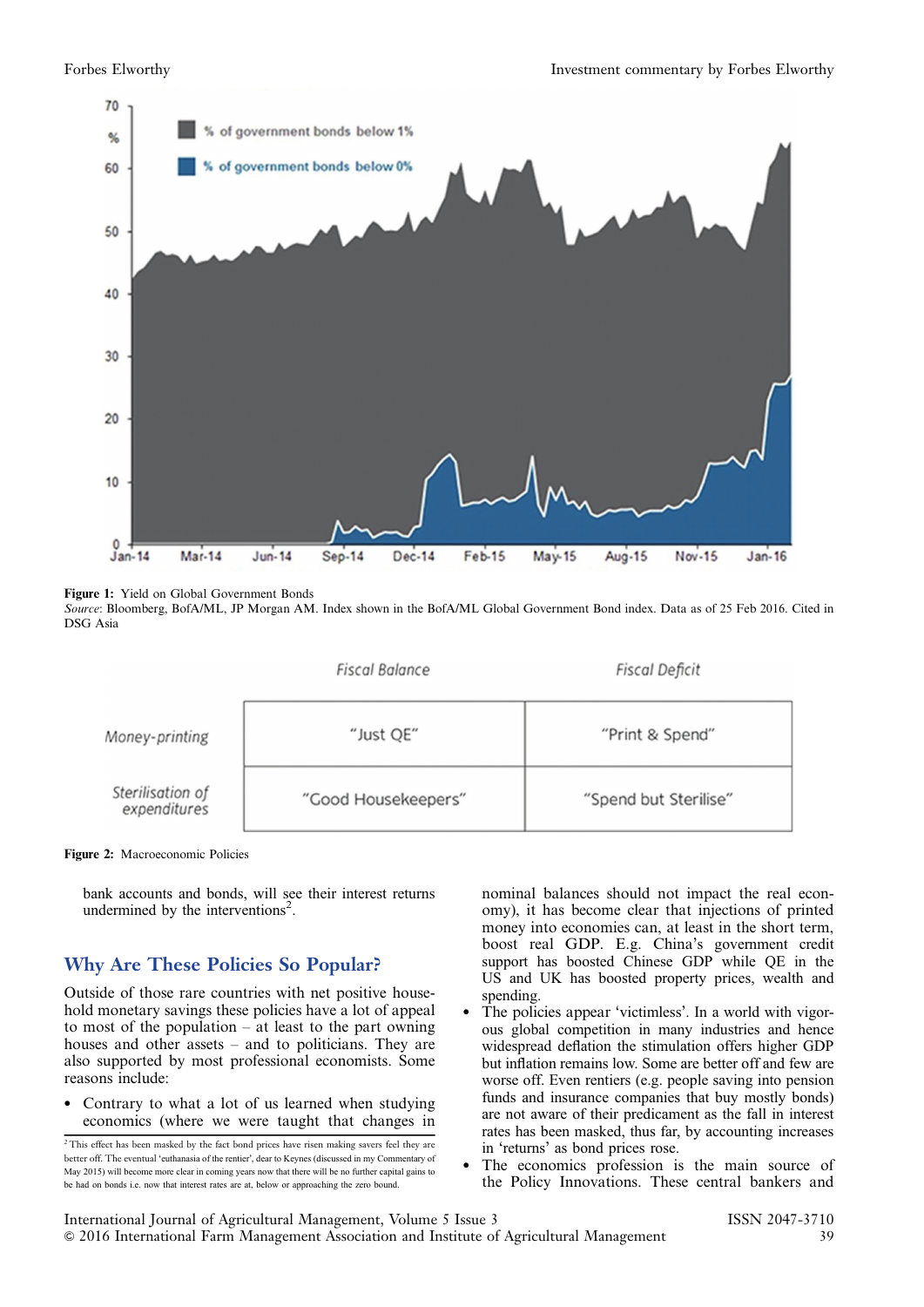**Figure 1:** Yield on Global Government Bonds
*Source*: Bloomberg, BofA/ML, JP Morgan AM. Index shown in the BofA/ML Global Government Bond index. Data as of 25 Feb 2016. Cited in DSG Asia

| | Fiscal Balance | Fiscal Deficit |
|---|---|---|
| Money-printing | "Just QE" | "Print & Spend" |
| Sterilisation of expenditures | "Good Housekeepers" | "Spend but Sterilise" |

**Figure 2:** Macroeconomic Policies

bank accounts and bonds, will see their interest returns undermined by the interventions[2].

## Why Are These Policies So Popular?

Outside of those rare countries with net positive household monetary savings these policies have a lot of appeal to most of the population – at least to the part owning houses and other assets – and to politicians. They are also supported by most professional economists. Some reasons include:

- Contrary to what a lot of us learned when studying economics (where we were taught that changes in nominal balances should not impact the real economy), it has become clear that injections of printed money into economies can, at least in the short term, boost real GDP. E.g. China's government credit support has boosted Chinese GDP while QE in the US and UK has boosted property prices, wealth and spending.
- The policies appear 'victimless'. In a world with vigorous global competition in many industries and hence widespread deflation the stimulation offers higher GDP but inflation remains low. Some are better off and few are worse off. Even rentiers (e.g. people saving into pension funds and insurance companies that buy mostly bonds) are not aware of their predicament as the fall in interest rates has been masked, thus far, by accounting increases in 'returns' as bond prices rose.
- The economics profession is the main source of the Policy Innovations. These central bankers and

[2] This effect has been masked by the fact bond prices have risen making savers feel they are better off. The eventual 'euthanasia of the rentier', dear to Keynes (discussed in my Commentary of May 2015) will become more clear in coming years now that there will be no further capital gains to be had on bonds i.e. now that interest rates are at, below or approaching the zero bound.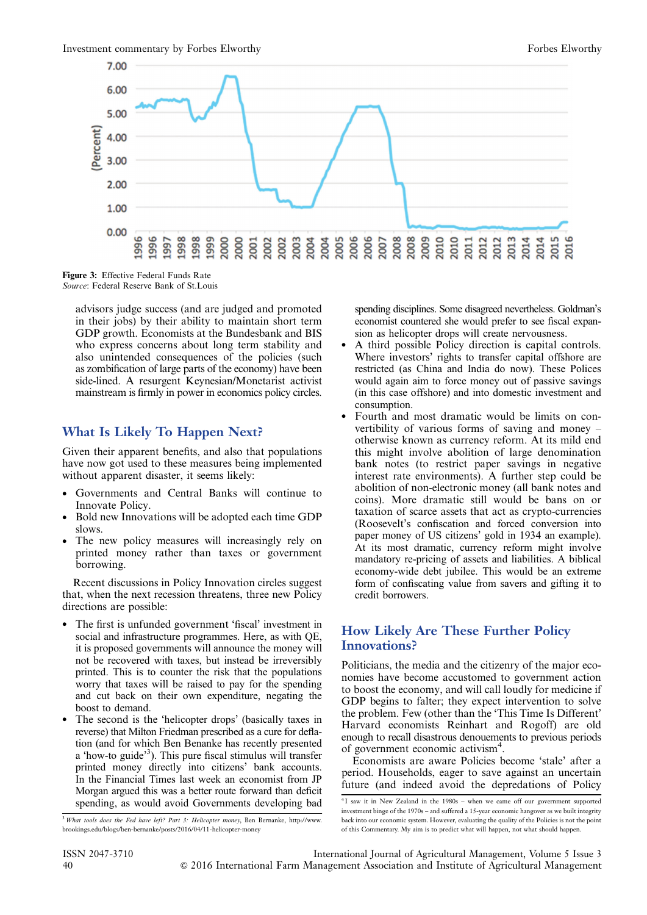**Figure 3:** Effective Federal Funds Rate
*Source*: Federal Reserve Bank of St.Louis

advisors judge success (and are judged and promoted in their jobs) by their ability to maintain short term GDP growth. Economists at the Bundesbank and BIS who express concerns about long term stability and also unintended consequences of the policies (such as zombification of large parts of the economy) have been side-lined. A resurgent Keynesian/Monetarist activist mainstream is firmly in power in economics policy circles.

## What Is Likely To Happen Next?

Given their apparent benefits, and also that populations have now got used to these measures being implemented without apparent disaster, it seems likely:

- Governments and Central Banks will continue to Innovate Policy.
- Bold new Innovations will be adopted each time GDP slows.
- The new policy measures will increasingly rely on printed money rather than taxes or government borrowing.

Recent discussions in Policy Innovation circles suggest that, when the next recession threatens, three new Policy directions are possible:

- The first is unfunded government 'fiscal' investment in social and infrastructure programmes. Here, as with QE, it is proposed governments will announce the money will not be recovered with taxes, but instead be irreversibly printed. This is to counter the risk that the populations worry that taxes will be raised to pay for the spending and cut back on their own expenditure, negating the boost to demand.
- The second is the 'helicopter drops' (basically taxes in reverse) that Milton Friedman prescribed as a cure for deflation (and for which Ben Benanke has recently presented a 'how-to guide'[3]). This pure fiscal stimulus will transfer printed money directly into citizens' bank accounts. In the Financial Times last week an economist from JP Morgan argued this was a better route forward than deficit spending, as would avoid Governments developing bad spending disciplines. Some disagreed nevertheless. Goldman's economist countered she would prefer to see fiscal expansion as helicopter drops will create nervousness.
- A third possible Policy direction is capital controls. Where investors' rights to transfer capital offshore are restricted (as China and India do now). These Polices would again aim to force money out of passive savings (in this case offshore) and into domestic investment and consumption.
- Fourth and most dramatic would be limits on convertibility of various forms of saving and money – otherwise known as currency reform. At its mild end this might involve abolition of large denomination bank notes (to restrict paper savings in negative interest rate environments). A further step could be abolition of non-electronic money (all bank notes and coins). More dramatic still would be bans on or taxation of scarce assets that act as crypto-currencies (Roosevelt's confiscation and forced conversion into paper money of US citizens' gold in 1934 an example). At its most dramatic, currency reform might involve mandatory re-pricing of assets and liabilities. A biblical economy-wide debt jubilee. This would be an extreme form of confiscating value from savers and gifting it to credit borrowers.

## How Likely Are These Further Policy Innovations?

Politicians, the media and the citizenry of the major economies have become accustomed to government action to boost the economy, and will call loudly for medicine if GDP begins to falter; they expect intervention to solve the problem. Few (other than the 'This Time Is Different' Harvard economists Reinhart and Rogoff) are old enough to recall disastrous denouements to previous periods of government economic activism[4].

Economists are aware Policies become 'stale' after a period. Households, eager to save against an uncertain future (and indeed avoid the depredations of Policy

[3] *What tools does the Fed have left? Part 3: Helicopter money*, Ben Bernanke, http://www.brookings.edu/blogs/ben-bernanke/posts/2016/04/11-helicopter-money

[4] I saw it in New Zealand in the 1980s – when we came off our government supported investment binge of the 1970s – and suffered a 15-year economic hangover as we built integrity back into our economic system. However, evaluating the quality of the Policies is not the point of this Commentary. My aim is to predict what will happen, not what should happen.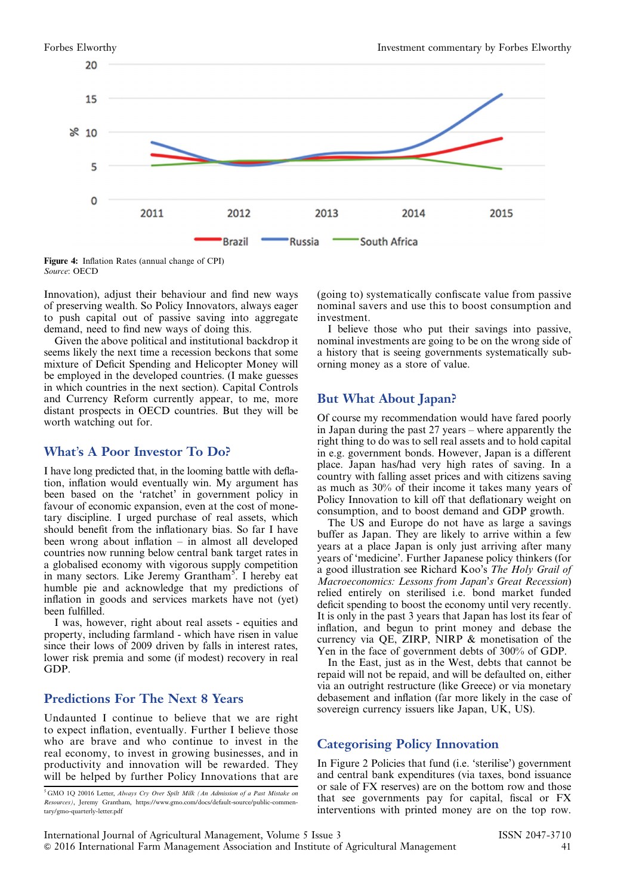Figure 4: Inflation Rates (annual change of CPI)
*Source*: OECD

Innovation), adjust their behaviour and find new ways of preserving wealth. So Policy Innovators, always eager to push capital out of passive saving into aggregate demand, need to find new ways of doing this.

Given the above political and institutional backdrop it seems likely the next time a recession beckons that some mixture of Deficit Spending and Helicopter Money will be employed in the developed countries. (I make guesses in which countries in the next section). Capital Controls and Currency Reform currently appear, to me, more distant prospects in OECD countries. But they will be worth watching out for.

## What's A Poor Investor To Do?

I have long predicted that, in the looming battle with deflation, inflation would eventually win. My argument has been based on the 'ratchet' in government policy in favour of economic expansion, even at the cost of monetary discipline. I urged purchase of real assets, which should benefit from the inflationary bias. So far I have been wrong about inflation – in almost all developed countries now running below central bank target rates in a globalised economy with vigorous supply competition in many sectors. Like Jeremy Grantham[5]. I hereby eat humble pie and acknowledge that my predictions of inflation in goods and services markets have not (yet) been fulfilled.

I was, however, right about real assets - equities and property, including farmland - which have risen in value since their lows of 2009 driven by falls in interest rates, lower risk premia and some (if modest) recovery in real GDP.

## Predictions For The Next 8 Years

Undaunted I continue to believe that we are right to expect inflation, eventually. Further I believe those who are brave and who continue to invest in the real economy, to invest in growing businesses, and in productivity and innovation will be rewarded. They will be helped by further Policy Innovations that are (going to) systematically confiscate value from passive nominal savers and use this to boost consumption and investment.

I believe those who put their savings into passive, nominal investments are going to be on the wrong side of a history that is seeing governments systematically suborning money as a store of value.

## But What About Japan?

Of course my recommendation would have fared poorly in Japan during the past 27 years – where apparently the right thing to do was to sell real assets and to hold capital in e.g. government bonds. However, Japan is a different place. Japan has/had very high rates of saving. In a country with falling asset prices and with citizens saving as much as 30% of their income it takes many years of Policy Innovation to kill off that deflationary weight on consumption, and to boost demand and GDP growth.

The US and Europe do not have as large a savings buffer as Japan. They are likely to arrive within a few years at a place Japan is only just arriving after many years of 'medicine'. Further Japanese policy thinkers (for a good illustration see Richard Koo's *The Holy Grail of Macroeconomics: Lessons from Japan's Great Recession*) relied entirely on sterilised i.e. bond market funded deficit spending to boost the economy until very recently. It is only in the past 3 years that Japan has lost its fear of inflation, and begun to print money and debase the currency via QE, ZIRP, NIRP & monetisation of the Yen in the face of government debts of 300% of GDP.

In the East, just as in the West, debts that cannot be repaid will not be repaid, and will be defaulted on, either via an outright restructure (like Greece) or via monetary debasement and inflation (far more likely in the case of sovereign currency issuers like Japan, UK, US).

## Categorising Policy Innovation

In Figure 2 Policies that fund (i.e. 'sterilise') government and central bank expenditures (via taxes, bond issuance or sale of FX reserves) are on the bottom row and those that see governments pay for capital, fiscal or FX interventions with printed money are on the top row.

[5] GMO 1Q 20016 Letter, *Always Cry Over Spilt Milk (An Admission of a Past Mistake on Resources)*, Jeremy Grantham, https://www.gmo.com/docs/default-source/public-commentary/gmo-quarterly-letter.pdf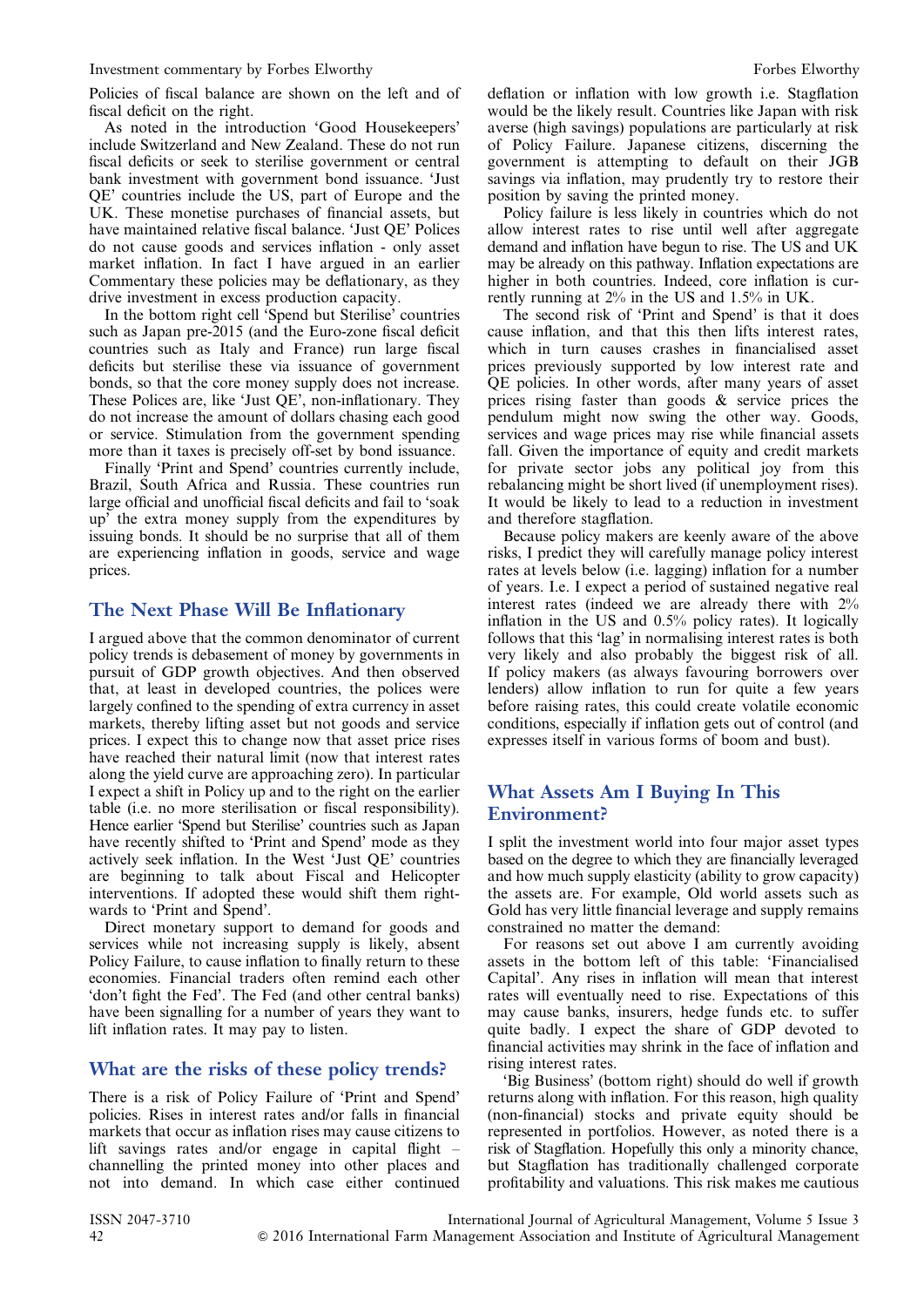Policies of fiscal balance are shown on the left and of fiscal deficit on the right.

As noted in the introduction 'Good Housekeepers' include Switzerland and New Zealand. These do not run fiscal deficits or seek to sterilise government or central bank investment with government bond issuance. 'Just QE' countries include the US, part of Europe and the UK. These monetise purchases of financial assets, but have maintained relative fiscal balance. 'Just QE' Polices do not cause goods and services inflation - only asset market inflation. In fact I have argued in an earlier Commentary these policies may be deflationary, as they drive investment in excess production capacity.

In the bottom right cell 'Spend but Sterilise' countries such as Japan pre-2015 (and the Euro-zone fiscal deficit countries such as Italy and France) run large fiscal deficits but sterilise these via issuance of government bonds, so that the core money supply does not increase. These Polices are, like 'Just QE', non-inflationary. They do not increase the amount of dollars chasing each good or service. Stimulation from the government spending more than it taxes is precisely off-set by bond issuance.

Finally 'Print and Spend' countries currently include, Brazil, South Africa and Russia. These countries run large official and unofficial fiscal deficits and fail to 'soak up' the extra money supply from the expenditures by issuing bonds. It should be no surprise that all of them are experiencing inflation in goods, service and wage prices.

## The Next Phase Will Be Inflationary

I argued above that the common denominator of current policy trends is debasement of money by governments in pursuit of GDP growth objectives. And then observed that, at least in developed countries, the polices were largely confined to the spending of extra currency in asset markets, thereby lifting asset but not goods and service prices. I expect this to change now that asset price rises have reached their natural limit (now that interest rates along the yield curve are approaching zero). In particular I expect a shift in Policy up and to the right on the earlier table (i.e. no more sterilisation or fiscal responsibility). Hence earlier 'Spend but Sterilise' countries such as Japan have recently shifted to 'Print and Spend' mode as they actively seek inflation. In the West 'Just QE' countries are beginning to talk about Fiscal and Helicopter interventions. If adopted these would shift them rightwards to 'Print and Spend'.

Direct monetary support to demand for goods and services while not increasing supply is likely, absent Policy Failure, to cause inflation to finally return to these economies. Financial traders often remind each other 'don't fight the Fed'. The Fed (and other central banks) have been signalling for a number of years they want to lift inflation rates. It may pay to listen.

## What are the risks of these policy trends?

There is a risk of Policy Failure of 'Print and Spend' policies. Rises in interest rates and/or falls in financial markets that occur as inflation rises may cause citizens to lift savings rates and/or engage in capital flight – channelling the printed money into other places and not into demand. In which case either continued deflation or inflation with low growth i.e. Stagflation would be the likely result. Countries like Japan with risk averse (high savings) populations are particularly at risk of Policy Failure. Japanese citizens, discerning the government is attempting to default on their JGB savings via inflation, may prudently try to restore their position by saving the printed money.

Policy failure is less likely in countries which do not allow interest rates to rise until well after aggregate demand and inflation have begun to rise. The US and UK may be already on this pathway. Inflation expectations are higher in both countries. Indeed, core inflation is currently running at 2% in the US and 1.5% in UK.

The second risk of 'Print and Spend' is that it does cause inflation, and that this then lifts interest rates, which in turn causes crashes in financialised asset prices previously supported by low interest rate and QE policies. In other words, after many years of asset prices rising faster than goods & service prices the pendulum might now swing the other way. Goods, services and wage prices may rise while financial assets fall. Given the importance of equity and credit markets for private sector jobs any political joy from this rebalancing might be short lived (if unemployment rises). It would be likely to lead to a reduction in investment and therefore stagflation.

Because policy makers are keenly aware of the above risks, I predict they will carefully manage policy interest rates at levels below (i.e. lagging) inflation for a number of years. I.e. I expect a period of sustained negative real interest rates (indeed we are already there with 2% inflation in the US and 0.5% policy rates). It logically follows that this 'lag' in normalising interest rates is both very likely and also probably the biggest risk of all. If policy makers (as always favouring borrowers over lenders) allow inflation to run for quite a few years before raising rates, this could create volatile economic conditions, especially if inflation gets out of control (and expresses itself in various forms of boom and bust).

## What Assets Am I Buying In This Environment?

I split the investment world into four major asset types based on the degree to which they are financially leveraged and how much supply elasticity (ability to grow capacity) the assets are. For example, Old world assets such as Gold has very little financial leverage and supply remains constrained no matter the demand:

For reasons set out above I am currently avoiding assets in the bottom left of this table: 'Financialised Capital'. Any rises in inflation will mean that interest rates will eventually need to rise. Expectations of this may cause banks, insurers, hedge funds etc. to suffer quite badly. I expect the share of GDP devoted to financial activities may shrink in the face of inflation and rising interest rates.

'Big Business' (bottom right) should do well if growth returns along with inflation. For this reason, high quality (non-financial) stocks and private equity should be represented in portfolios. However, as noted there is a risk of Stagflation. Hopefully this only a minority chance, but Stagflation has traditionally challenged corporate profitability and valuations. This risk makes me cautious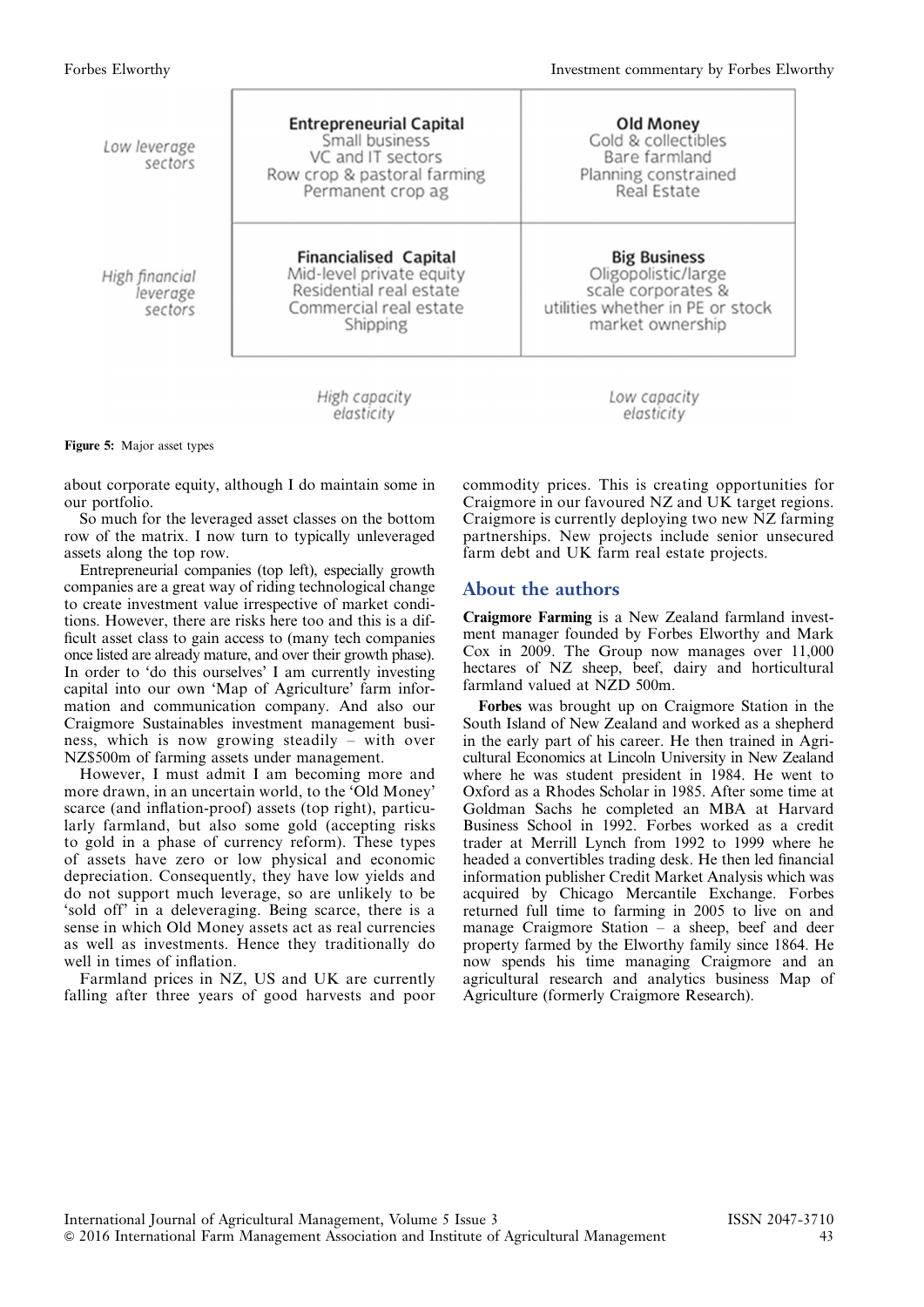| | High capacity elasticity | Low capacity elasticity |
|---|---|---|
| Low leverage sectors | **Entrepreneurial Capital** Small business VC and IT sectors Row crop & pastoral farming Permanent crop ag | **Old Money** Gold & collectibles Bare farmland Planning constrained Real Estate |
| High financial leverage sectors | **Financialised Capital** Mid-level private equity Residential real estate Commercial real estate Shipping | **Big Business** Oligopolistic/large scale corporates & utilities whether in PE or stock market ownership |

**Figure 5:** Major asset types

about corporate equity, although I do maintain some in our portfolio.

So much for the leveraged asset classes on the bottom row of the matrix. I now turn to typically unleveraged assets along the top row.

Entrepreneurial companies (top left), especially growth companies are a great way of riding technological change to create investment value irrespective of market conditions. However, there are risks here too and this is a difficult asset class to gain access to (many tech companies once listed are already mature, and over their growth phase). In order to 'do this ourselves' I am currently investing capital into our own 'Map of Agriculture' farm information and communication company. And also our Craigmore Sustainables investment management business, which is now growing steadily – with over NZ$500m of farming assets under management.

However, I must admit I am becoming more and more drawn, in an uncertain world, to the 'Old Money' scarce (and inflation-proof) assets (top right), particularly farmland, but also some gold (accepting risks to gold in a phase of currency reform). These types of assets have zero or low physical and economic depreciation. Consequently, they have low yields and do not support much leverage, so are unlikely to be 'sold off' in a deleveraging. Being scarce, there is a sense in which Old Money assets act as real currencies as well as investments. Hence they traditionally do well in times of inflation.

Farmland prices in NZ, US and UK are currently falling after three years of good harvests and poor commodity prices. This is creating opportunities for Craigmore in our favoured NZ and UK target regions. Craigmore is currently deploying two new NZ farming partnerships. New projects include senior unsecured farm debt and UK farm real estate projects.

## About the authors

**Craigmore Farming** is a New Zealand farmland investment manager founded by Forbes Elworthy and Mark Cox in 2009. The Group now manages over 11,000 hectares of NZ sheep, beef, dairy and horticultural farmland valued at NZD 500m.

**Forbes** was brought up on Craigmore Station in the South Island of New Zealand and worked as a shepherd in the early part of his career. He then trained in Agricultural Economics at Lincoln University in New Zealand where he was student president in 1984. He went to Oxford as a Rhodes Scholar in 1985. After some time at Goldman Sachs he completed an MBA at Harvard Business School in 1992. Forbes worked as a credit trader at Merrill Lynch from 1992 to 1999 where he headed a convertibles trading desk. He then led financial information publisher Credit Market Analysis which was acquired by Chicago Mercantile Exchange. Forbes returned full time to farming in 2005 to live on and manage Craigmore Station – a sheep, beef and deer property farmed by the Elworthy family since 1864. He now spends his time managing Craigmore and an agricultural research and analytics business Map of Agriculture (formerly Craigmore Research).